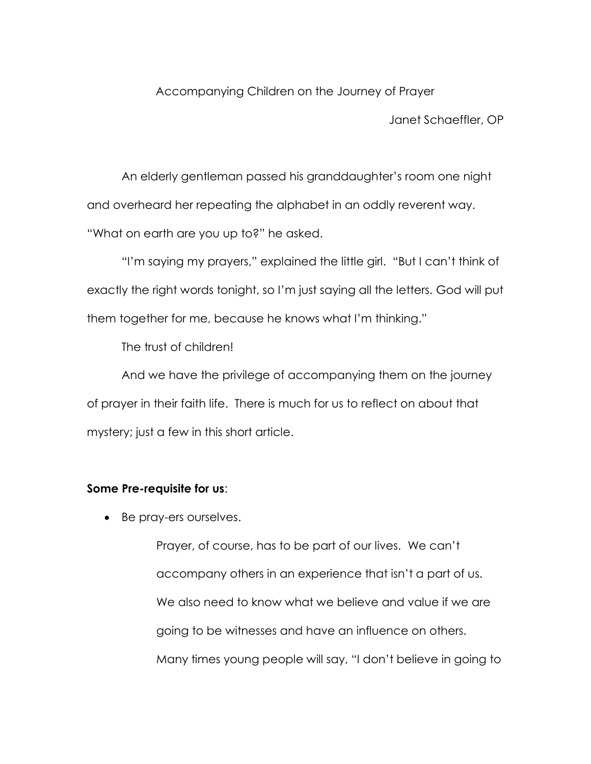# Accompanying Children on the Journey of Prayer

Janet Schaeffler, OP

An elderly gentleman passed his granddaughter's room one night and overheard her repeating the alphabet in an oddly reverent way. "What on earth are you up to?" he asked.

"I'm saying my prayers," explained the little girl. "But I can't think of exactly the right words tonight, so I'm just saying all the letters. God will put them together for me, because he knows what I'm thinking."

The trust of children!

And we have the privilege of accompanying them on the journey of prayer in their faith life. There is much for us to reflect on about that mystery; just a few in this short article.

**Some Pre-requisite for us**:

- Be pray-ers ourselves.

  Prayer, of course, has to be part of our lives. We can't accompany others in an experience that isn't a part of us. We also need to know what we believe and value if we are going to be witnesses and have an influence on others. Many times young people will say, "I don't believe in going to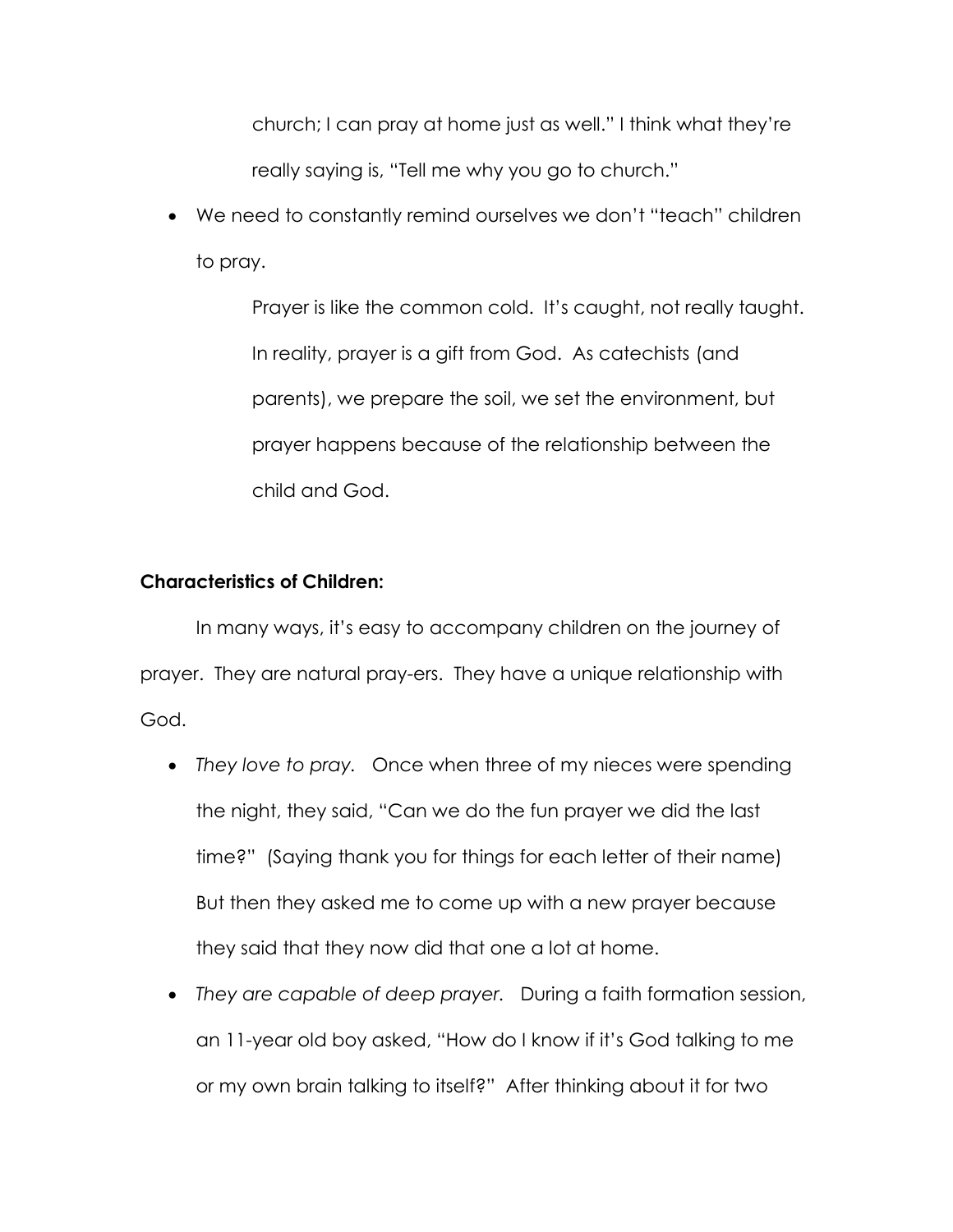church; I can pray at home just as well." I think what they're really saying is, "Tell me why you go to church."

- We need to constantly remind ourselves we don't "teach" children to pray.

  Prayer is like the common cold. It's caught, not really taught. In reality, prayer is a gift from God. As catechists (and parents), we prepare the soil, we set the environment, but prayer happens because of the relationship between the child and God.

**Characteristics of Children:**

In many ways, it's easy to accompany children on the journey of prayer. They are natural pray-ers. They have a unique relationship with God.

- *They love to pray.* Once when three of my nieces were spending the night, they said, "Can we do the fun prayer we did the last time?" (Saying thank you for things for each letter of their name) But then they asked me to come up with a new prayer because they said that they now did that one a lot at home.
- *They are capable of deep prayer.* During a faith formation session, an 11-year old boy asked, "How do I know if it's God talking to me or my own brain talking to itself?" After thinking about it for two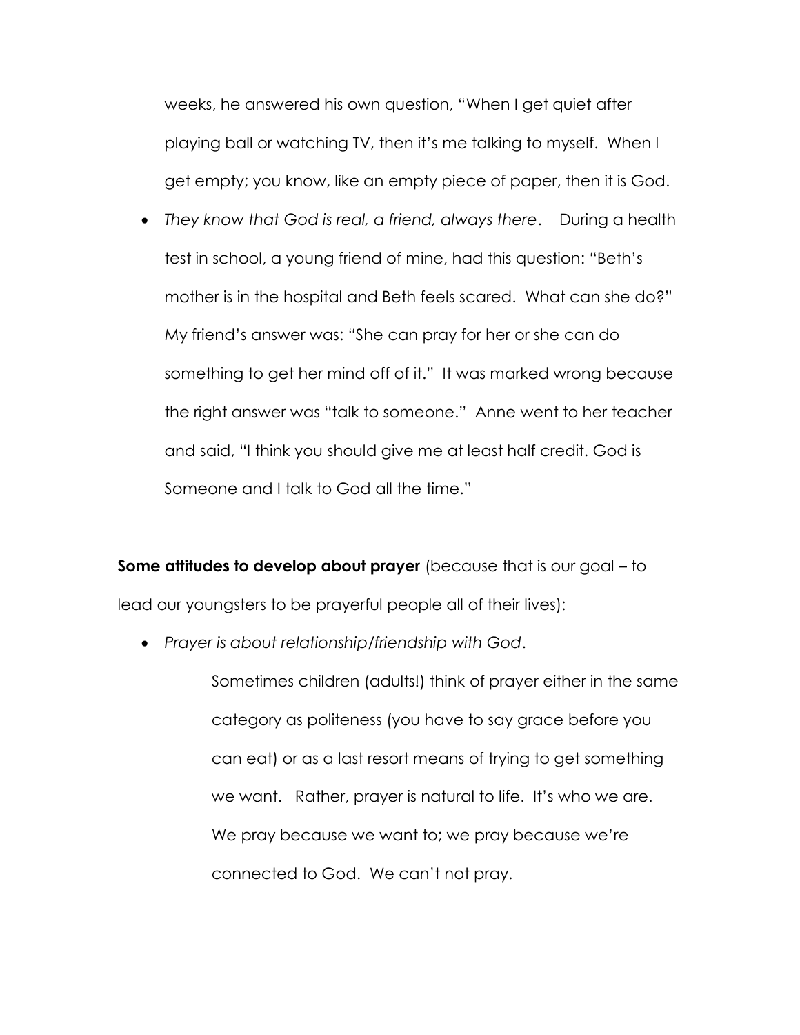weeks, he answered his own question, "When I get quiet after playing ball or watching TV, then it's me talking to myself. When I get empty; you know, like an empty piece of paper, then it is God.

- *They know that God is real, a friend, always there*. During a health test in school, a young friend of mine, had this question: "Beth's mother is in the hospital and Beth feels scared. What can she do?" My friend's answer was: "She can pray for her or she can do something to get her mind off of it." It was marked wrong because the right answer was "talk to someone." Anne went to her teacher and said, "I think you should give me at least half credit. God is Someone and I talk to God all the time."

**Some attitudes to develop about prayer** (because that is our goal – to lead our youngsters to be prayerful people all of their lives):

- *Prayer is about relationship/friendship with God*.

  Sometimes children (adults!) think of prayer either in the same category as politeness (you have to say grace before you can eat) or as a last resort means of trying to get something we want. Rather, prayer is natural to life. It's who we are. We pray because we want to; we pray because we're connected to God. We can't not pray.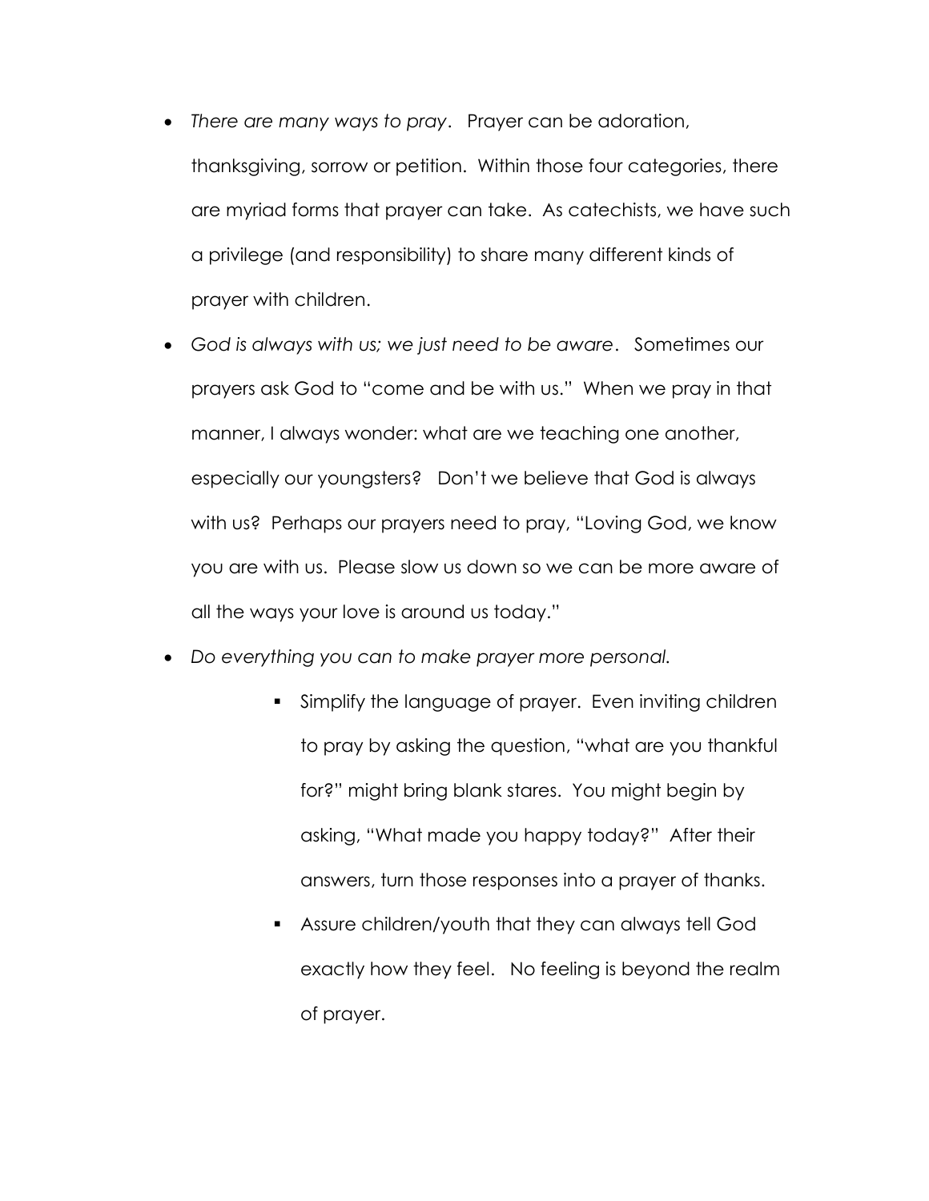- *There are many ways to pray*. Prayer can be adoration, thanksgiving, sorrow or petition. Within those four categories, there are myriad forms that prayer can take. As catechists, we have such a privilege (and responsibility) to share many different kinds of prayer with children.
- *God is always with us; we just need to be aware*. Sometimes our prayers ask God to "come and be with us." When we pray in that manner, I always wonder: what are we teaching one another, especially our youngsters? Don't we believe that God is always with us? Perhaps our prayers need to pray, "Loving God, we know you are with us. Please slow us down so we can be more aware of all the ways your love is around us today."
- *Do everything you can to make prayer more personal.*
    - Simplify the language of prayer. Even inviting children to pray by asking the question, "what are you thankful for?" might bring blank stares. You might begin by asking, "What made you happy today?" After their answers, turn those responses into a prayer of thanks.
    - Assure children/youth that they can always tell God exactly how they feel. No feeling is beyond the realm of prayer.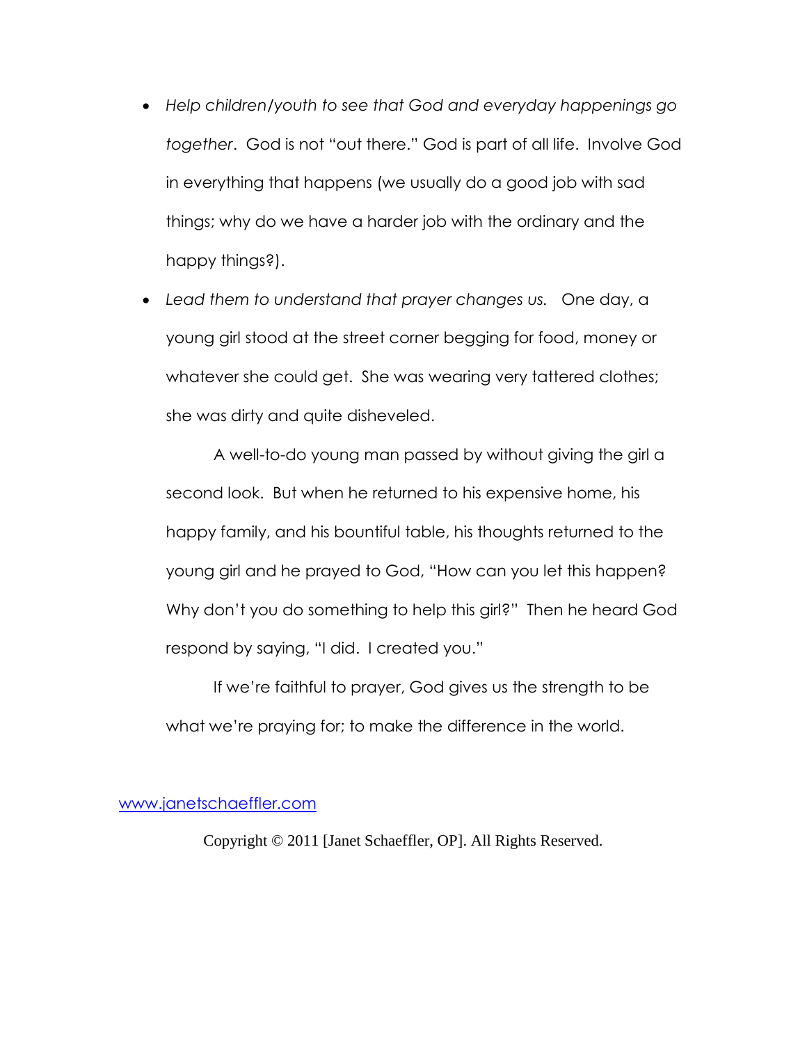- *Help children/youth to see that God and everyday happenings go together*. God is not "out there." God is part of all life. Involve God in everything that happens (we usually do a good job with sad things; why do we have a harder job with the ordinary and the happy things?).
- *Lead them to understand that prayer changes us.* One day, a young girl stood at the street corner begging for food, money or whatever she could get. She was wearing very tattered clothes; she was dirty and quite disheveled.

  A well-to-do young man passed by without giving the girl a second look. But when he returned to his expensive home, his happy family, and his bountiful table, his thoughts returned to the young girl and he prayed to God, "How can you let this happen? Why don't you do something to help this girl?" Then he heard God respond by saying, "I did. I created you."

  If we're faithful to prayer, God gives us the strength to be what we're praying for; to make the difference in the world.

www.janetschaeffler.com

Copyright © 2011 [Janet Schaeffler, OP]. All Rights Reserved.